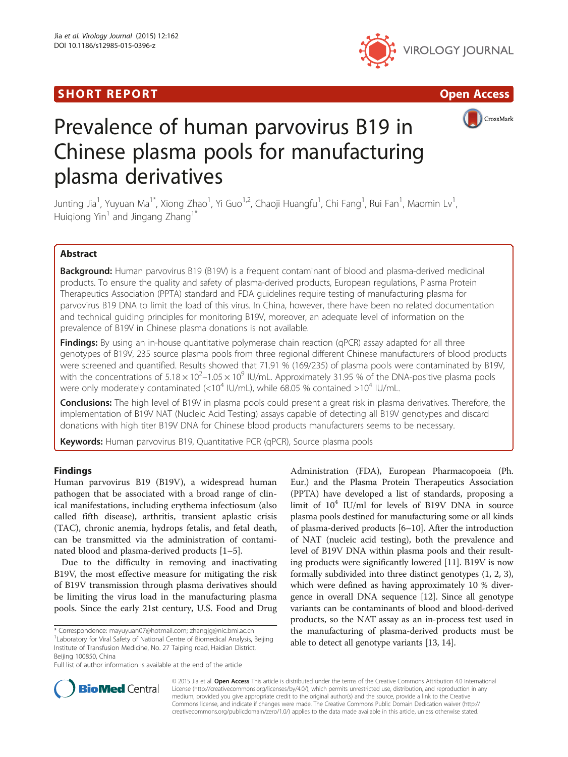SHORT REPORT

Open Access

# Prevalence of human parvovirus B19 in Chinese plasma pools for manufacturing plasma derivatives

Junting Jia[1], Yuyuan Ma[1*], Xiong Zhao[1], Yi Guo[1,2], Chaoji Huangfu[1], Chi Fang[1], Rui Fan[1], Maomin Lv[1], Huiqiong Yin[1] and Jingang Zhang[1*]

## Abstract

**Background:** Human parvovirus B19 (B19V) is a frequent contaminant of blood and plasma-derived medicinal products. To ensure the quality and safety of plasma-derived products, European regulations, Plasma Protein Therapeutics Association (PPTA) standard and FDA guidelines require testing of manufacturing plasma for parvovirus B19 DNA to limit the load of this virus. In China, however, there have been no related documentation and technical guiding principles for monitoring B19V, moreover, an adequate level of information on the prevalence of B19V in Chinese plasma donations is not available.

**Findings:** By using an in-house quantitative polymerase chain reaction (qPCR) assay adapted for all three genotypes of B19V, 235 source plasma pools from three regional different Chinese manufacturers of blood products were screened and quantified. Results showed that 71.91 % (169/235) of plasma pools were contaminated by B19V, with the concentrations of $5.18 \times 10^{2}$–$1.05 \times 10^{9}$ IU/mL. Approximately 31.95 % of the DNA-positive plasma pools were only moderately contaminated (<$10^4$ IU/mL), while 68.05 % contained >$10^4$ IU/mL.

**Conclusions:** The high level of B19V in plasma pools could present a great risk in plasma derivatives. Therefore, the implementation of B19V NAT (Nucleic Acid Testing) assays capable of detecting all B19V genotypes and discard donations with high titer B19V DNA for Chinese blood products manufacturers seems to be necessary.

**Keywords:** Human parvovirus B19, Quantitative PCR (qPCR), Source plasma pools

## Findings

Human parvovirus B19 (B19V), a widespread human pathogen that be associated with a broad range of clinical manifestations, including erythema infectiosum (also called fifth disease), arthritis, transient aplastic crisis (TAC), chronic anemia, hydrops fetalis, and fetal death, can be transmitted via the administration of contaminated blood and plasma-derived products [1–5].

Due to the difficulty in removing and inactivating B19V, the most effective measure for mitigating the risk of B19V transmission through plasma derivatives should be limiting the virus load in the manufacturing plasma pools. Since the early 21st century, U.S. Food and Drug Administration (FDA), European Pharmacopoeia (Ph. Eur.) and the Plasma Protein Therapeutics Association (PPTA) have developed a list of standards, proposing a limit of $10^4$ IU/ml for levels of B19V DNA in source plasma pools destined for manufacturing some or all kinds of plasma-derived products [6–10]. After the introduction of NAT (nucleic acid testing), both the prevalence and level of B19V DNA within plasma pools and their resulting products were significantly lowered [11]. B19V is now formally subdivided into three distinct genotypes (1, 2, 3), which were defined as having approximately 10 % divergence in overall DNA sequence [12]. Since all genotype variants can be contaminants of blood and blood-derived products, so the NAT assay as an in-process test used in the manufacturing of plasma-derived products must be able to detect all genotype variants [13, 14].

\* Correspondence: mayuyuan07@hotmail.com; zhangjg@nic.bmi.ac.cn
[1]Laboratory for Viral Safety of National Centre of Biomedical Analysis, Beijing Institute of Transfusion Medicine, No. 27 Taiping road, Haidian District, Beijing 100850, China
Full list of author information is available at the end of the article

© 2015 Jia et al. **Open Access** This article is distributed under the terms of the Creative Commons Attribution 4.0 International License (http://creativecommons.org/licenses/by/4.0/), which permits unrestricted use, distribution, and reproduction in any medium, provided you give appropriate credit to the original author(s) and the source, provide a link to the Creative Commons license, and indicate if changes were made. The Creative Commons Public Domain Dedication waiver (http://creativecommons.org/publicdomain/zero/1.0/) applies to the data made available in this article, unless otherwise stated.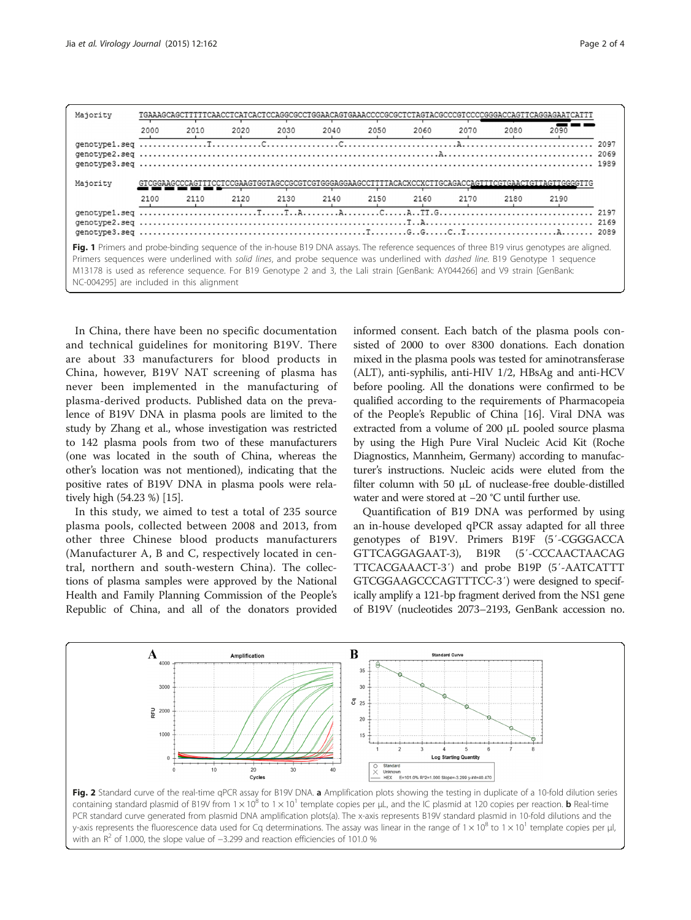Fig. 1 Primers and probe-binding sequence of the in-house B19 DNA assays. The reference sequences of three B19 virus genotypes are aligned. Primers sequences were underlined with *solid lines*, and probe sequence was underlined with *dashed line*. B19 Genotype 1 sequence M13178 is used as reference sequence. For B19 Genotype 2 and 3, the Lali strain [GenBank: AY044266] and V9 strain [GenBank: NC-004295] are included in this alignment

In China, there have been no specific documentation and technical guidelines for monitoring B19V. There are about 33 manufacturers for blood products in China, however, B19V NAT screening of plasma has never been implemented in the manufacturing of plasma-derived products. Published data on the prevalence of B19V DNA in plasma pools are limited to the study by Zhang et al., whose investigation was restricted to 142 plasma pools from two of these manufacturers (one was located in the south of China, whereas the other's location was not mentioned), indicating that the positive rates of B19V DNA in plasma pools were relatively high (54.23 %) [15].

In this study, we aimed to test a total of 235 source plasma pools, collected between 2008 and 2013, from other three Chinese blood products manufacturers (Manufacturer A, B and C, respectively located in central, northern and south-western China). The collections of plasma samples were approved by the National Health and Family Planning Commission of the People's Republic of China, and all of the donators provided informed consent. Each batch of the plasma pools consisted of 2000 to over 8300 donations. Each donation mixed in the plasma pools was tested for aminotransferase (ALT), anti-syphilis, anti-HIV 1/2, HBsAg and anti-HCV before pooling. All the donations were confirmed to be qualified according to the requirements of Pharmacopeia of the People's Republic of China [16]. Viral DNA was extracted from a volume of 200 μL pooled source plasma by using the High Pure Viral Nucleic Acid Kit (Roche Diagnostics, Mannheim, Germany) according to manufacturer's instructions. Nucleic acids were eluted from the filter column with 50 μL of nuclease-free double-distilled water and were stored at −20 °C until further use.

Quantification of B19 DNA was performed by using an in-house developed qPCR assay adapted for all three genotypes of B19V. Primers B19F (5′-CGGGACCA GTTCAGGAGAAT-3), B19R (5′-CCCAACTAACAG TTCACGAAACT-3′) and probe B19P (5′-AATCATTT GTCGGAAGCCCAGTTTCC-3′) were designed to specifically amplify a 121-bp fragment derived from the NS1 gene of B19V (nucleotides 2073–2193, GenBank accession no.

Fig. 2 Standard curve of the real-time qPCR assay for B19V DNA. **a** Amplification plots showing the testing in duplicate of a 10-fold dilution series containing standard plasmid of B19V from $1 \times 10^8$ to $1 \times 10^1$ template copies per μL, and the IC plasmid at 120 copies per reaction. **b** Real-time PCR standard curve generated from plasmid DNA amplification plots(a). The x-axis represents B19V standard plasmid in 10-fold dilutions and the y-axis represents the fluorescence data used for Cq determinations. The assay was linear in the range of $1 \times 10^8$ to $1 \times 10^1$ template copies per μl, with an $R^2$ of 1.000, the slope value of −3.299 and reaction efficiencies of 101.0 %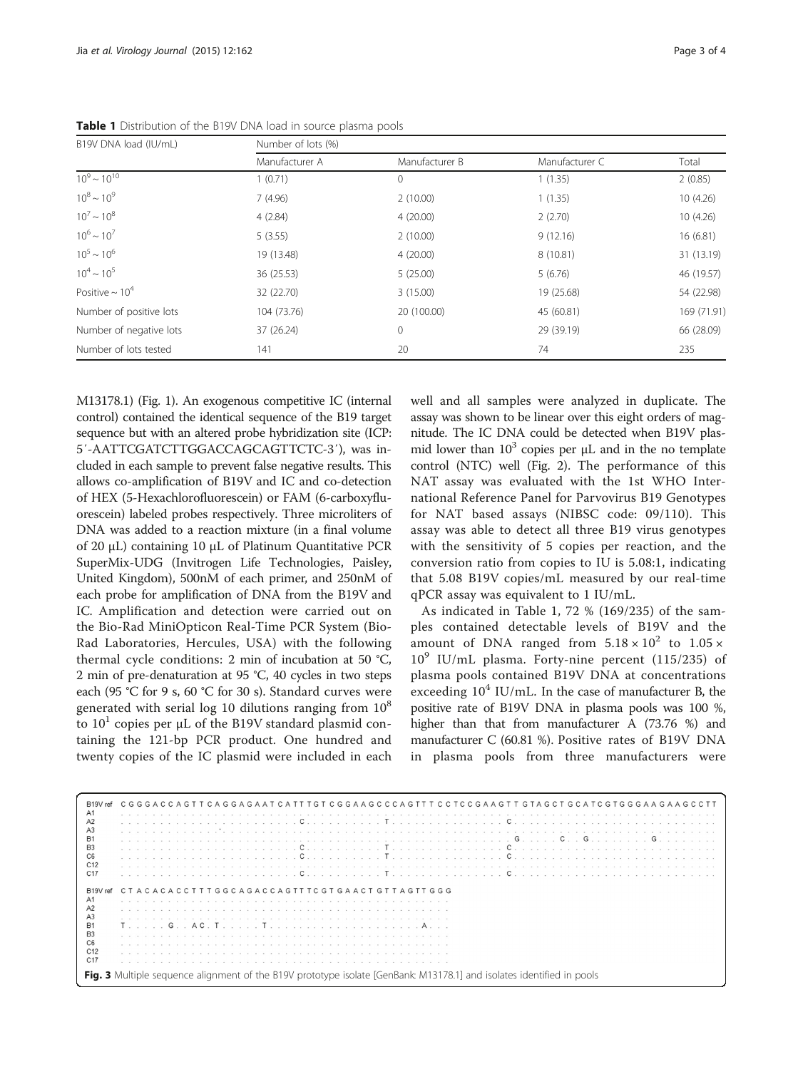**Table 1** Distribution of the B19V DNA load in source plasma pools

| B19V DNA load (IU/mL) | Number of lots (%) | | | |
|---|---|---|---|---|
| | Manufacturer A | Manufacturer B | Manufacturer C | Total |
| $10^9 \sim 10^{10}$ | 1 (0.71) | 0 | 1 (1.35) | 2 (0.85) |
| $10^8 \sim 10^9$ | 7 (4.96) | 2 (10.00) | 1 (1.35) | 10 (4.26) |
| $10^7 \sim 10^8$ | 4 (2.84) | 4 (20.00) | 2 (2.70) | 10 (4.26) |
| $10^6 \sim 10^7$ | 5 (3.55) | 2 (10.00) | 9 (12.16) | 16 (6.81) |
| $10^5 \sim 10^6$ | 19 (13.48) | 4 (20.00) | 8 (10.81) | 31 (13.19) |
| $10^4 \sim 10^5$ | 36 (25.53) | 5 (25.00) | 5 (6.76) | 46 (19.57) |
| Positive ~ $10^4$ | 32 (22.70) | 3 (15.00) | 19 (25.68) | 54 (22.98) |
| Number of positive lots | 104 (73.76) | 20 (100.00) | 45 (60.81) | 169 (71.91) |
| Number of negative lots | 37 (26.24) | 0 | 29 (39.19) | 66 (28.09) |
| Number of lots tested | 141 | 20 | 74 | 235 |

M13178.1) (Fig. 1). An exogenous competitive IC (internal control) contained the identical sequence of the B19 target sequence but with an altered probe hybridization site (ICP: 5′-AATTCGATCTTGGACCAGCAGTTCTC-3′), was included in each sample to prevent false negative results. This allows co-amplification of B19V and IC and co-detection of HEX (5-Hexachlorofluorescein) or FAM (6-carboxyfluorescein) labeled probes respectively. Three microliters of DNA was added to a reaction mixture (in a final volume of 20 μL) containing 10 μL of Platinum Quantitative PCR SuperMix-UDG (Invitrogen Life Technologies, Paisley, United Kingdom), 500nM of each primer, and 250nM of each probe for amplification of DNA from the B19V and IC. Amplification and detection were carried out on the Bio-Rad MiniOpticon Real-Time PCR System (Bio-Rad Laboratories, Hercules, USA) with the following thermal cycle conditions: 2 min of incubation at 50 °C, 2 min of pre-denaturation at 95 °C, 40 cycles in two steps each (95 °C for 9 s, 60 °C for 30 s). Standard curves were generated with serial log 10 dilutions ranging from $10^8$ to $10^1$ copies per μL of the B19V standard plasmid containing the 121-bp PCR product. One hundred and twenty copies of the IC plasmid were included in each well and all samples were analyzed in duplicate. The assay was shown to be linear over this eight orders of magnitude. The IC DNA could be detected when B19V plasmid lower than $10^3$ copies per μL and in the no template control (NTC) well (Fig. 2). The performance of this NAT assay was evaluated with the 1st WHO International Reference Panel for Parvovirus B19 Genotypes for NAT based assays (NIBSC code: 09/110). This assay was able to detect all three B19 virus genotypes with the sensitivity of 5 copies per reaction, and the conversion ratio from copies to IU is 5.08:1, indicating that 5.08 B19V copies/mL measured by our real-time qPCR assay was equivalent to 1 IU/mL.

As indicated in Table 1, 72 % (169/235) of the samples contained detectable levels of B19V and the amount of DNA ranged from $5.18 \times 10^2$ to $1.05 \times 10^9$ IU/mL plasma. Forty-nine percent (115/235) of plasma pools contained B19V DNA at concentrations exceeding $10^4$ IU/mL. In the case of manufacturer B, the positive rate of B19V DNA in plasma pools was 100 %, higher than that from manufacturer A (73.76 %) and manufacturer C (60.81 %). Positive rates of B19V DNA in plasma pools from three manufacturers were

```
B19V ref  CGGGACCAGTTCAGGAGAATCATTTGTCGGAAGCCCAGTTTCCTCCGAAGTTGTAGCTGCATCGTGGGAAGAAGCCTT
A1        ..............................................................................
A2        ......................C.........T................C............................
A3        ..............................................................................
B1        ..................................................G.....C..G........G.........
B3        ......................C.........T................C............................
C6        ......................C.........T................C............................
C12       ..............................................................................
C17       ......................C.........T................C............................

B19V ref  CTACACACCTTTGGCAGACCAGTTTCGTGAACTGTTAGTTGGG
A1        ...........................................
A2        ...........................................
A3        ...........................................
B1        T.....G..AC.T.....T....................A...
B3        ...........................................
C6        ...........................................
C12       ...........................................
C17       ...........................................
```

**Fig. 3** Multiple sequence alignment of the B19V prototype isolate [GenBank: M13178.1] and isolates identified in pools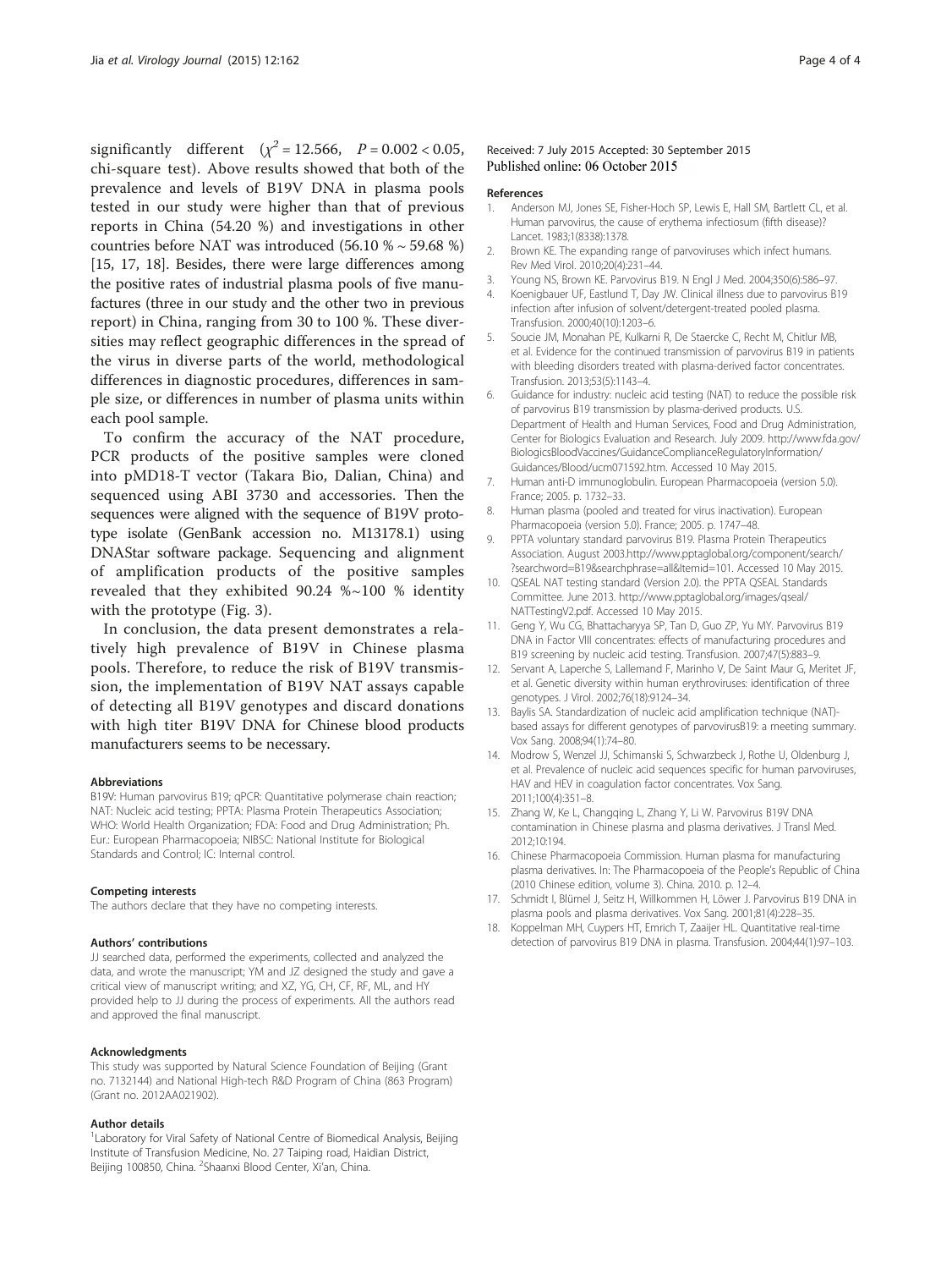significantly different ($\chi^2 = 12.566$, $P = 0.002 < 0.05$, chi-square test). Above results showed that both of the prevalence and levels of B19V DNA in plasma pools tested in our study were higher than that of previous reports in China (54.20 %) and investigations in other countries before NAT was introduced (56.10 % ~ 59.68 %) [15, 17, 18]. Besides, there were large differences among the positive rates of industrial plasma pools of five manufactures (three in our study and the other two in previous report) in China, ranging from 30 to 100 %. These diversities may reflect geographic differences in the spread of the virus in diverse parts of the world, methodological differences in diagnostic procedures, differences in sample size, or differences in number of plasma units within each pool sample.

To confirm the accuracy of the NAT procedure, PCR products of the positive samples were cloned into pMD18-T vector (Takara Bio, Dalian, China) and sequenced using ABI 3730 and accessories. Then the sequences were aligned with the sequence of B19V prototype isolate (GenBank accession no. M13178.1) using DNAStar software package. Sequencing and alignment of amplification products of the positive samples revealed that they exhibited 90.24 %~100 % identity with the prototype (Fig. 3).

In conclusion, the data present demonstrates a relatively high prevalence of B19V in Chinese plasma pools. Therefore, to reduce the risk of B19V transmission, the implementation of B19V NAT assays capable of detecting all B19V genotypes and discard donations with high titer B19V DNA for Chinese blood products manufacturers seems to be necessary.

#### Abbreviations

B19V: Human parvovirus B19; qPCR: Quantitative polymerase chain reaction; NAT: Nucleic acid testing; PPTA: Plasma Protein Therapeutics Association; WHO: World Health Organization; FDA: Food and Drug Administration; Ph. Eur.: European Pharmacopoeia; NIBSC: National Institute for Biological Standards and Control; IC: Internal control.

#### Competing interests

The authors declare that they have no competing interests.

#### Authors' contributions

JJ searched data, performed the experiments, collected and analyzed the data, and wrote the manuscript; YM and JZ designed the study and gave a critical view of manuscript writing; and XZ, YG, CH, CF, RF, ML, and HY provided help to JJ during the process of experiments. All the authors read and approved the final manuscript.

#### Acknowledgments

This study was supported by Natural Science Foundation of Beijing (Grant no. 7132144) and National High-tech R&D Program of China (863 Program) (Grant no. 2012AA021902).

#### Author details

[1]Laboratory for Viral Safety of National Centre of Biomedical Analysis, Beijing Institute of Transfusion Medicine, No. 27 Taiping road, Haidian District, Beijing 100850, China. [2]Shaanxi Blood Center, Xi'an, China.

Received: 7 July 2015 Accepted: 30 September 2015
Published online: 06 October 2015

#### References

1. Anderson MJ, Jones SE, Fisher-Hoch SP, Lewis E, Hall SM, Bartlett CL, et al. Human parvovirus, the cause of erythema infectiosum (fifth disease)? Lancet. 1983;1(8338):1378.
2. Brown KE. The expanding range of parvoviruses which infect humans. Rev Med Virol. 2010;20(4):231–44.
3. Young NS, Brown KE. Parvovirus B19. N Engl J Med. 2004;350(6):586–97.
4. Koenigbauer UF, Eastlund T, Day JW. Clinical illness due to parvovirus B19 infection after infusion of solvent/detergent-treated pooled plasma. Transfusion. 2000;40(10):1203–6.
5. Soucie JM, Monahan PE, Kulkarni R, De Staercke C, Recht M, Chitlur MB, et al. Evidence for the continued transmission of parvovirus B19 in patients with bleeding disorders treated with plasma-derived factor concentrates. Transfusion. 2013;53(5):1143–4.
6. Guidance for industry: nucleic acid testing (NAT) to reduce the possible risk of parvovirus B19 transmission by plasma-derived products. U.S. Department of Health and Human Services, Food and Drug Administration, Center for Biologics Evaluation and Research. July 2009. http://www.fda.gov/BiologicsBloodVaccines/GuidanceComplianceRegulatoryInformation/Guidances/Blood/ucm071592.htm. Accessed 10 May 2015.
7. Human anti-D immunoglobulin. European Pharmacopoeia (version 5.0). France; 2005. p. 1732–33.
8. Human plasma (pooled and treated for virus inactivation). European Pharmacopoeia (version 5.0). France; 2005. p. 1747–48.
9. PPTA voluntary standard parvovirus B19. Plasma Protein Therapeutics Association. August 2003.http://www.pptaglobal.org/component/search/?searchword=B19&searchphrase=all&Itemid=101. Accessed 10 May 2015.
10. QSEAL NAT testing standard (Version 2.0). the PPTA QSEAL Standards Committee. June 2013. http://www.pptaglobal.org/images/qseal/NATTestingV2.pdf. Accessed 10 May 2015.
11. Geng Y, Wu CG, Bhattacharyya SP, Tan D, Guo ZP, Yu MY. Parvovirus B19 DNA in Factor VIII concentrates: effects of manufacturing procedures and B19 screening by nucleic acid testing. Transfusion. 2007;47(5):883–9.
12. Servant A, Laperche S, Lallemand F, Marinho V, De Saint Maur G, Meritet JF, et al. Genetic diversity within human erythroviruses: identification of three genotypes. J Virol. 2002;76(18):9124–34.
13. Baylis SA. Standardization of nucleic acid amplification technique (NAT)-based assays for different genotypes of parvovirusB19: a meeting summary. Vox Sang. 2008;94(1):74–80.
14. Modrow S, Wenzel JJ, Schimanski S, Schwarzbeck J, Rothe U, Oldenburg J, et al. Prevalence of nucleic acid sequences specific for human parvoviruses, HAV and HEV in coagulation factor concentrates. Vox Sang. 2011;100(4):351–8.
15. Zhang W, Ke L, Changqing L, Zhang Y, Li W. Parvovirus B19V DNA contamination in Chinese plasma and plasma derivatives. J Transl Med. 2012;10:194.
16. Chinese Pharmacopoeia Commission. Human plasma for manufacturing plasma derivatives. In: The Pharmacopoeia of the People's Republic of China (2010 Chinese edition, volume 3). China. 2010. p. 12–4.
17. Schmidt I, Blümel J, Seitz H, Willkommen H, Löwer J. Parvovirus B19 DNA in plasma pools and plasma derivatives. Vox Sang. 2001;81(4):228–35.
18. Koppelman MH, Cuypers HT, Emrich T, Zaaijer HL. Quantitative real-time detection of parvovirus B19 DNA in plasma. Transfusion. 2004;44(1):97–103.